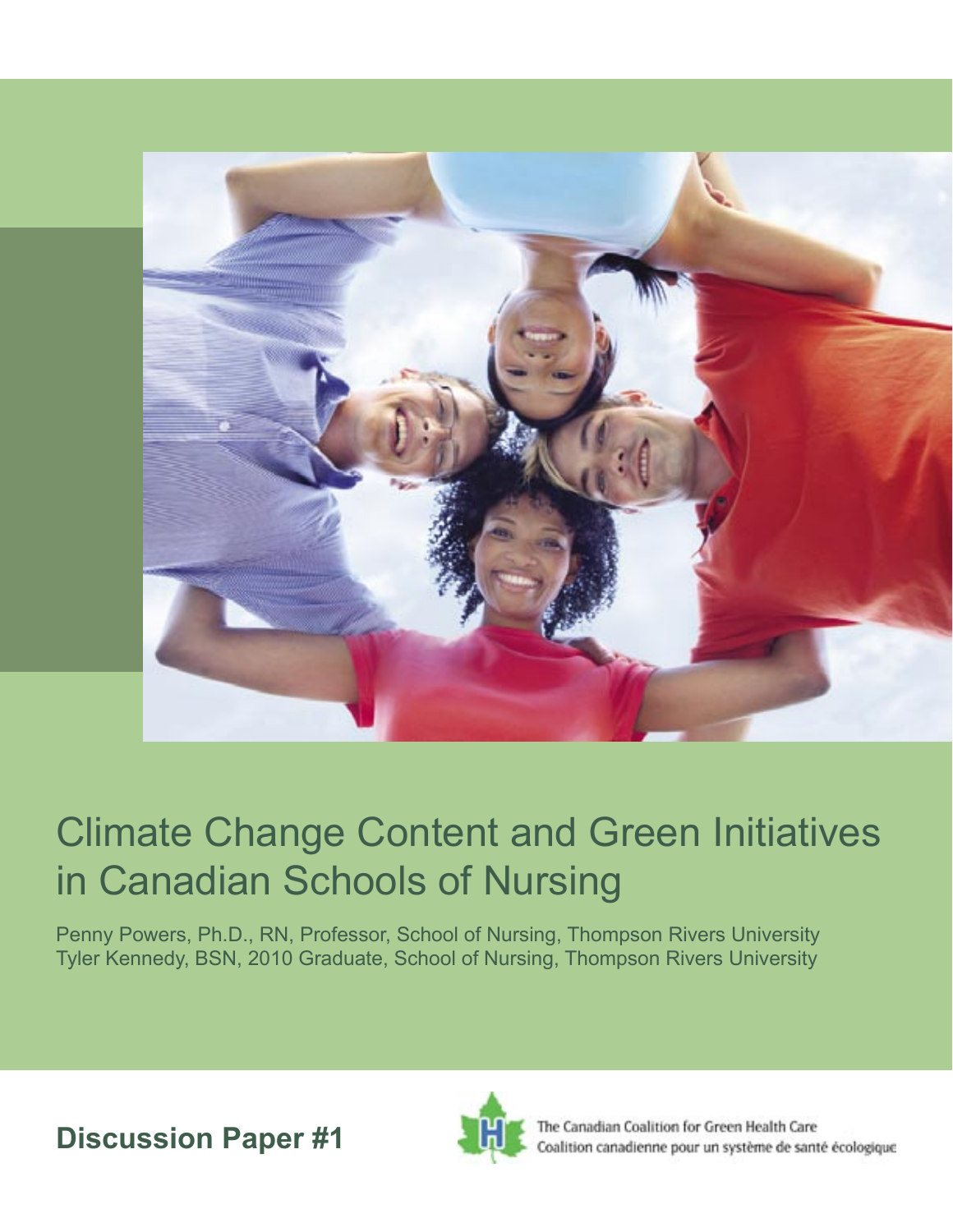# Climate Change Content and Green Initiatives in Canadian Schools of Nursing

Penny Powers, Ph.D., RN, Professor, School of Nursing, Thompson Rivers University
Tyler Kennedy, BSN, 2010 Graduate, School of Nursing, Thompson Rivers University

**Discussion Paper #1**

The Canadian Coalition for Green Health Care
Coalition canadienne pour un système de santé écologique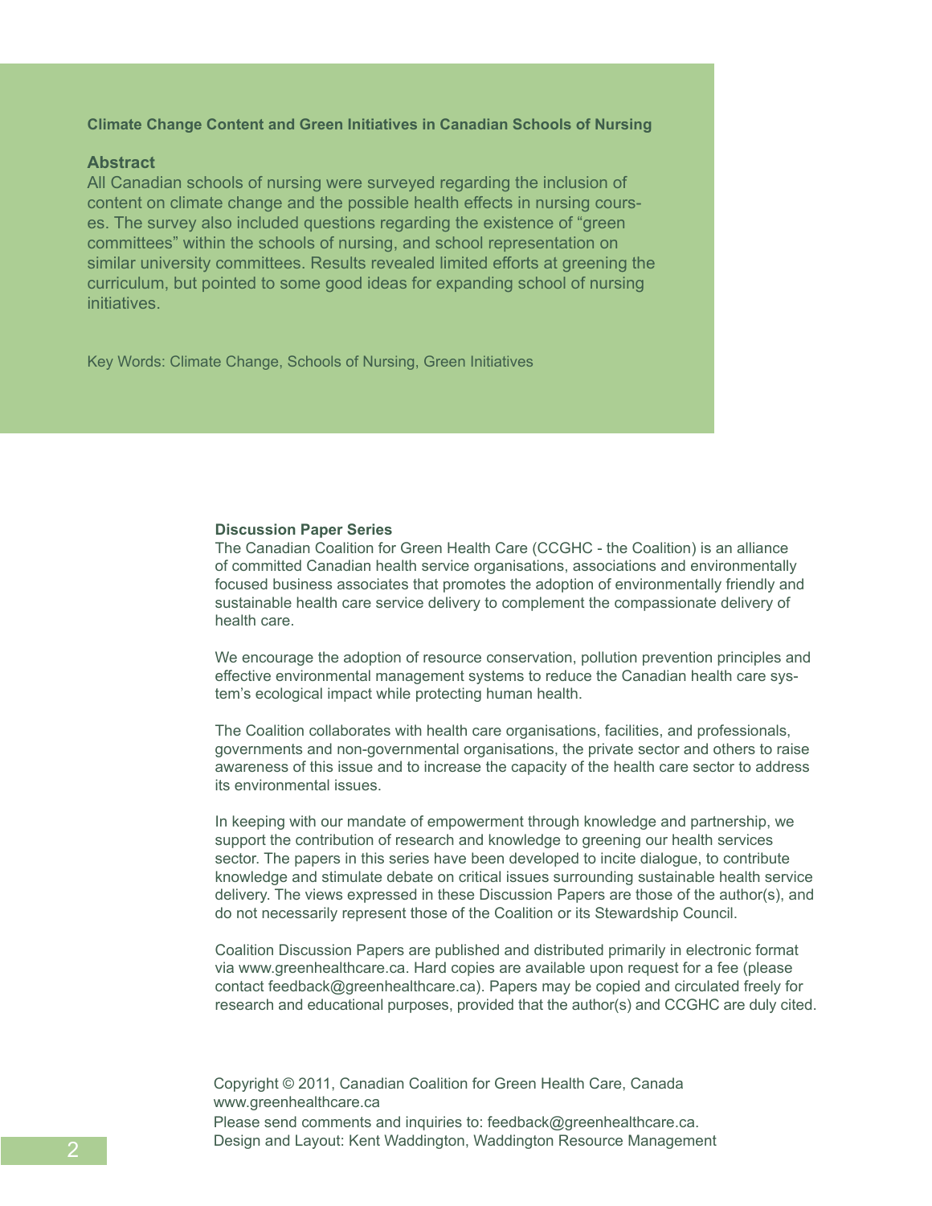**Climate Change Content and Green Initiatives in Canadian Schools of Nursing**

## Abstract

All Canadian schools of nursing were surveyed regarding the inclusion of content on climate change and the possible health effects in nursing courses. The survey also included questions regarding the existence of "green committees" within the schools of nursing, and school representation on similar university committees. Results revealed limited efforts at greening the curriculum, but pointed to some good ideas for expanding school of nursing initiatives.

Key Words: Climate Change, Schools of Nursing, Green Initiatives

**Discussion Paper Series**

The Canadian Coalition for Green Health Care (CCGHC - the Coalition) is an alliance of committed Canadian health service organisations, associations and environmentally focused business associates that promotes the adoption of environmentally friendly and sustainable health care service delivery to complement the compassionate delivery of health care.

We encourage the adoption of resource conservation, pollution prevention principles and effective environmental management systems to reduce the Canadian health care system's ecological impact while protecting human health.

The Coalition collaborates with health care organisations, facilities, and professionals, governments and non-governmental organisations, the private sector and others to raise awareness of this issue and to increase the capacity of the health care sector to address its environmental issues.

In keeping with our mandate of empowerment through knowledge and partnership, we support the contribution of research and knowledge to greening our health services sector. The papers in this series have been developed to incite dialogue, to contribute knowledge and stimulate debate on critical issues surrounding sustainable health service delivery. The views expressed in these Discussion Papers are those of the author(s), and do not necessarily represent those of the Coalition or its Stewardship Council.

Coalition Discussion Papers are published and distributed primarily in electronic format via www.greenhealthcare.ca. Hard copies are available upon request for a fee (please contact feedback@greenhealthcare.ca). Papers may be copied and circulated freely for research and educational purposes, provided that the author(s) and CCGHC are duly cited.

Copyright © 2011, Canadian Coalition for Green Health Care, Canada
www.greenhealthcare.ca
Please send comments and inquiries to: feedback@greenhealthcare.ca.
Design and Layout: Kent Waddington, Waddington Resource Management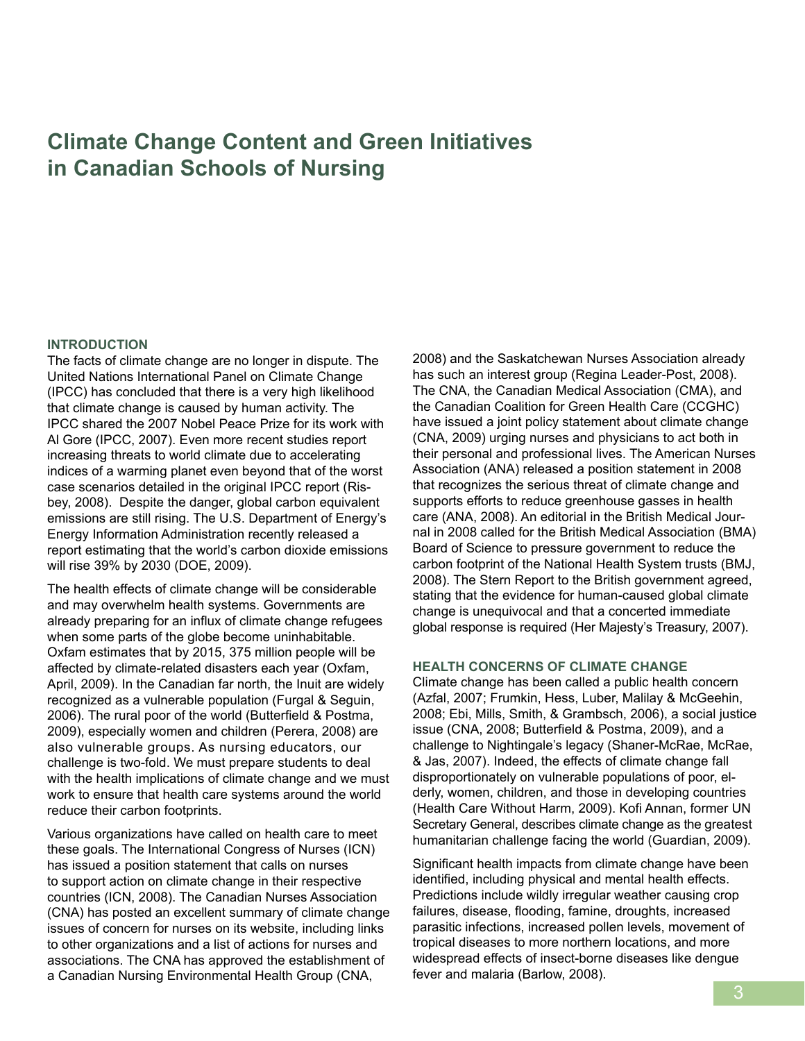# Climate Change Content and Green Initiatives in Canadian Schools of Nursing

## INTRODUCTION

The facts of climate change are no longer in dispute. The United Nations International Panel on Climate Change (IPCC) has concluded that there is a very high likelihood that climate change is caused by human activity. The IPCC shared the 2007 Nobel Peace Prize for its work with Al Gore (IPCC, 2007). Even more recent studies report increasing threats to world climate due to accelerating indices of a warming planet even beyond that of the worst case scenarios detailed in the original IPCC report (Risbey, 2008). Despite the danger, global carbon equivalent emissions are still rising. The U.S. Department of Energy's Energy Information Administration recently released a report estimating that the world's carbon dioxide emissions will rise 39% by 2030 (DOE, 2009).

The health effects of climate change will be considerable and may overwhelm health systems. Governments are already preparing for an influx of climate change refugees when some parts of the globe become uninhabitable. Oxfam estimates that by 2015, 375 million people will be affected by climate-related disasters each year (Oxfam, April, 2009). In the Canadian far north, the Inuit are widely recognized as a vulnerable population (Furgal & Seguin, 2006). The rural poor of the world (Butterfield & Postma, 2009), especially women and children (Perera, 2008) are also vulnerable groups. As nursing educators, our challenge is two-fold. We must prepare students to deal with the health implications of climate change and we must work to ensure that health care systems around the world reduce their carbon footprints.

Various organizations have called on health care to meet these goals. The International Congress of Nurses (ICN) has issued a position statement that calls on nurses to support action on climate change in their respective countries (ICN, 2008). The Canadian Nurses Association (CNA) has posted an excellent summary of climate change issues of concern for nurses on its website, including links to other organizations and a list of actions for nurses and associations. The CNA has approved the establishment of a Canadian Nursing Environmental Health Group (CNA, 2008) and the Saskatchewan Nurses Association already has such an interest group (Regina Leader-Post, 2008). The CNA, the Canadian Medical Association (CMA), and the Canadian Coalition for Green Health Care (CCGHC) have issued a joint policy statement about climate change (CNA, 2009) urging nurses and physicians to act both in their personal and professional lives. The American Nurses Association (ANA) released a position statement in 2008 that recognizes the serious threat of climate change and supports efforts to reduce greenhouse gasses in health care (ANA, 2008). An editorial in the British Medical Journal in 2008 called for the British Medical Association (BMA) Board of Science to pressure government to reduce the carbon footprint of the National Health System trusts (BMJ, 2008). The Stern Report to the British government agreed, stating that the evidence for human-caused global climate change is unequivocal and that a concerted immediate global response is required (Her Majesty's Treasury, 2007).

## HEALTH CONCERNS OF CLIMATE CHANGE

Climate change has been called a public health concern (Azfal, 2007; Frumkin, Hess, Luber, Malilay & McGeehin, 2008; Ebi, Mills, Smith, & Grambsch, 2006), a social justice issue (CNA, 2008; Butterfield & Postma, 2009), and a challenge to Nightingale's legacy (Shaner-McRae, McRae, & Jas, 2007). Indeed, the effects of climate change fall disproportionately on vulnerable populations of poor, elderly, women, children, and those in developing countries (Health Care Without Harm, 2009). Kofi Annan, former UN Secretary General, describes climate change as the greatest humanitarian challenge facing the world (Guardian, 2009).

Significant health impacts from climate change have been identified, including physical and mental health effects. Predictions include wildly irregular weather causing crop failures, disease, flooding, famine, droughts, increased parasitic infections, increased pollen levels, movement of tropical diseases to more northern locations, and more widespread effects of insect-borne diseases like dengue fever and malaria (Barlow, 2008).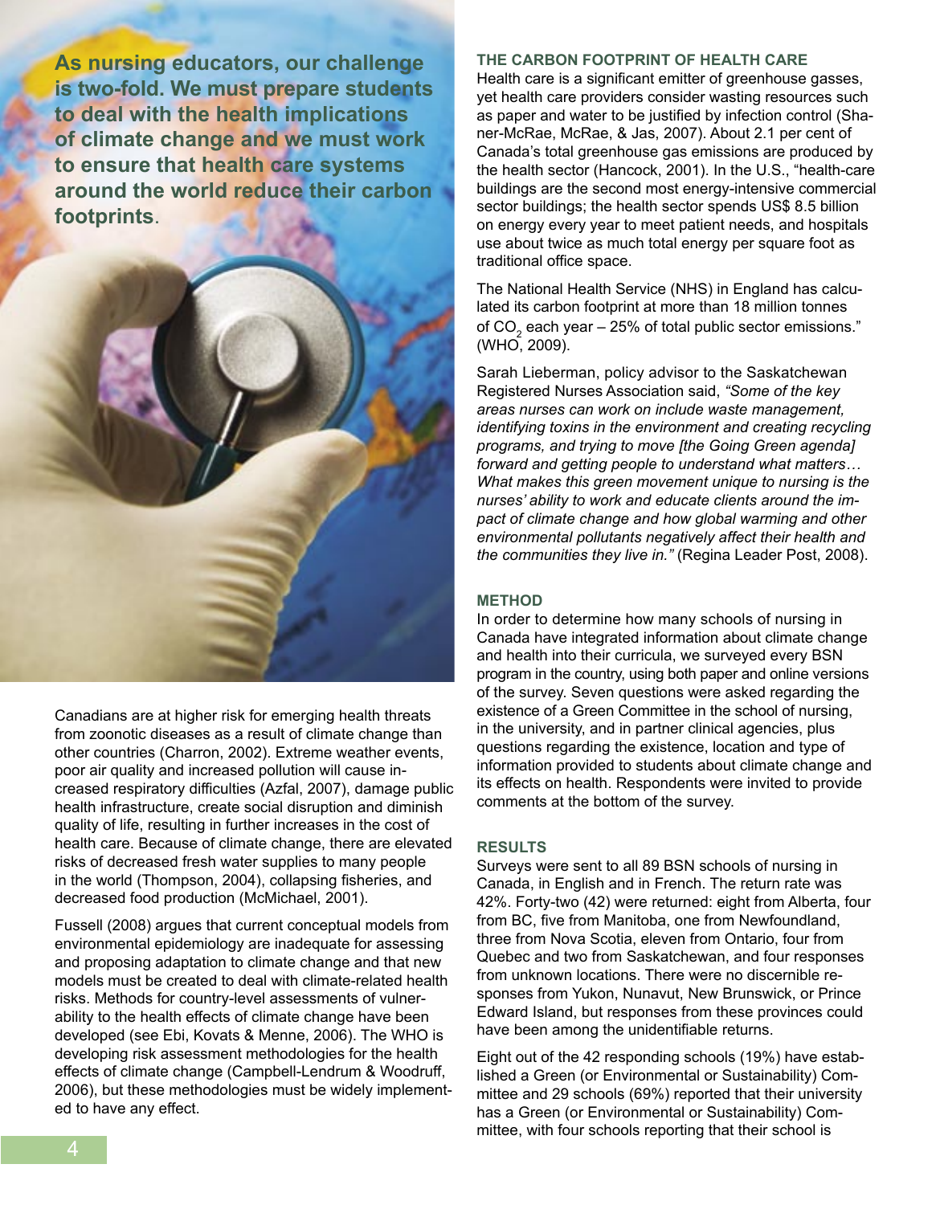**As nursing educators, our challenge is two-fold. We must prepare students to deal with the health implications of climate change and we must work to ensure that health care systems around the world reduce their carbon footprints.**

Canadians are at higher risk for emerging health threats from zoonotic diseases as a result of climate change than other countries (Charron, 2002). Extreme weather events, poor air quality and increased pollution will cause increased respiratory difficulties (Azfal, 2007), damage public health infrastructure, create social disruption and diminish quality of life, resulting in further increases in the cost of health care. Because of climate change, there are elevated risks of decreased fresh water supplies to many people in the world (Thompson, 2004), collapsing fisheries, and decreased food production (McMichael, 2001).

Fussell (2008) argues that current conceptual models from environmental epidemiology are inadequate for assessing and proposing adaptation to climate change and that new models must be created to deal with climate-related health risks. Methods for country-level assessments of vulnerability to the health effects of climate change have been developed (see Ebi, Kovats & Menne, 2006). The WHO is developing risk assessment methodologies for the health effects of climate change (Campbell-Lendrum & Woodruff, 2006), but these methodologies must be widely implemented to have any effect.

## THE CARBON FOOTPRINT OF HEALTH CARE

Health care is a significant emitter of greenhouse gasses, yet health care providers consider wasting resources such as paper and water to be justified by infection control (Shaner-McRae, McRae, & Jas, 2007). About 2.1 per cent of Canada's total greenhouse gas emissions are produced by the health sector (Hancock, 2001). In the U.S., "health-care buildings are the second most energy-intensive commercial sector buildings; the health sector spends US$ 8.5 billion on energy every year to meet patient needs, and hospitals use about twice as much total energy per square foot as traditional office space.

The National Health Service (NHS) in England has calculated its carbon footprint at more than 18 million tonnes of $CO_2$ each year – 25% of total public sector emissions." (WHO, 2009).

Sarah Lieberman, policy advisor to the Saskatchewan Registered Nurses Association said, *"Some of the key areas nurses can work on include waste management, identifying toxins in the environment and creating recycling programs, and trying to move [the Going Green agenda] forward and getting people to understand what matters… What makes this green movement unique to nursing is the nurses' ability to work and educate clients around the impact of climate change and how global warming and other environmental pollutants negatively affect their health and the communities they live in."* (Regina Leader Post, 2008).

## METHOD

In order to determine how many schools of nursing in Canada have integrated information about climate change and health into their curricula, we surveyed every BSN program in the country, using both paper and online versions of the survey. Seven questions were asked regarding the existence of a Green Committee in the school of nursing, in the university, and in partner clinical agencies, plus questions regarding the existence, location and type of information provided to students about climate change and its effects on health. Respondents were invited to provide comments at the bottom of the survey.

## RESULTS

Surveys were sent to all 89 BSN schools of nursing in Canada, in English and in French. The return rate was 42%. Forty-two (42) were returned: eight from Alberta, four from BC, five from Manitoba, one from Newfoundland, three from Nova Scotia, eleven from Ontario, four from Quebec and two from Saskatchewan, and four responses from unknown locations. There were no discernible responses from Yukon, Nunavut, New Brunswick, or Prince Edward Island, but responses from these provinces could have been among the unidentifiable returns.

Eight out of the 42 responding schools (19%) have established a Green (or Environmental or Sustainability) Committee and 29 schools (69%) reported that their university has a Green (or Environmental or Sustainability) Committee, with four schools reporting that their school is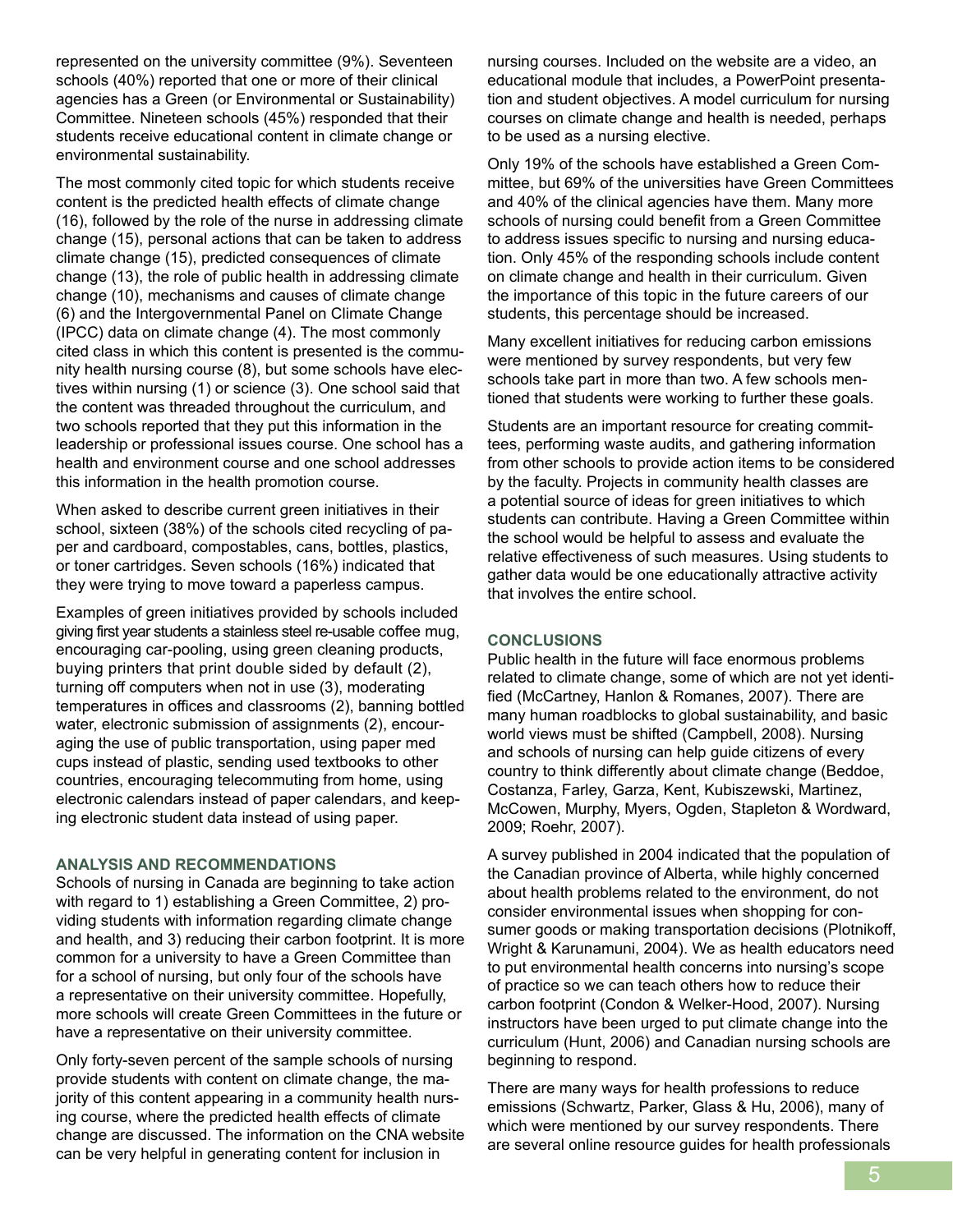represented on the university committee (9%). Seventeen schools (40%) reported that one or more of their clinical agencies has a Green (or Environmental or Sustainability) Committee. Nineteen schools (45%) responded that their students receive educational content in climate change or environmental sustainability.

The most commonly cited topic for which students receive content is the predicted health effects of climate change (16), followed by the role of the nurse in addressing climate change (15), personal actions that can be taken to address climate change (15), predicted consequences of climate change (13), the role of public health in addressing climate change (10), mechanisms and causes of climate change (6) and the Intergovernmental Panel on Climate Change (IPCC) data on climate change (4). The most commonly cited class in which this content is presented is the community health nursing course (8), but some schools have electives within nursing (1) or science (3). One school said that the content was threaded throughout the curriculum, and two schools reported that they put this information in the leadership or professional issues course. One school has a health and environment course and one school addresses this information in the health promotion course.

When asked to describe current green initiatives in their school, sixteen (38%) of the schools cited recycling of paper and cardboard, compostables, cans, bottles, plastics, or toner cartridges. Seven schools (16%) indicated that they were trying to move toward a paperless campus.

Examples of green initiatives provided by schools included giving first year students a stainless steel re-usable coffee mug, encouraging car-pooling, using green cleaning products, buying printers that print double sided by default (2), turning off computers when not in use (3), moderating temperatures in offices and classrooms (2), banning bottled water, electronic submission of assignments (2), encouraging the use of public transportation, using paper med cups instead of plastic, sending used textbooks to other countries, encouraging telecommuting from home, using electronic calendars instead of paper calendars, and keeping electronic student data instead of using paper.

## ANALYSIS AND RECOMMENDATIONS

Schools of nursing in Canada are beginning to take action with regard to 1) establishing a Green Committee, 2) providing students with information regarding climate change and health, and 3) reducing their carbon footprint. It is more common for a university to have a Green Committee than for a school of nursing, but only four of the schools have a representative on their university committee. Hopefully, more schools will create Green Committees in the future or have a representative on their university committee.

Only forty-seven percent of the sample schools of nursing provide students with content on climate change, the majority of this content appearing in a community health nursing course, where the predicted health effects of climate change are discussed. The information on the CNA website can be very helpful in generating content for inclusion in nursing courses. Included on the website are a video, an educational module that includes, a PowerPoint presentation and student objectives. A model curriculum for nursing courses on climate change and health is needed, perhaps to be used as a nursing elective.

Only 19% of the schools have established a Green Committee, but 69% of the universities have Green Committees and 40% of the clinical agencies have them. Many more schools of nursing could benefit from a Green Committee to address issues specific to nursing and nursing education. Only 45% of the responding schools include content on climate change and health in their curriculum. Given the importance of this topic in the future careers of our students, this percentage should be increased.

Many excellent initiatives for reducing carbon emissions were mentioned by survey respondents, but very few schools take part in more than two. A few schools mentioned that students were working to further these goals.

Students are an important resource for creating committees, performing waste audits, and gathering information from other schools to provide action items to be considered by the faculty. Projects in community health classes are a potential source of ideas for green initiatives to which students can contribute. Having a Green Committee within the school would be helpful to assess and evaluate the relative effectiveness of such measures. Using students to gather data would be one educationally attractive activity that involves the entire school.

## CONCLUSIONS

Public health in the future will face enormous problems related to climate change, some of which are not yet identified (McCartney, Hanlon & Romanes, 2007). There are many human roadblocks to global sustainability, and basic world views must be shifted (Campbell, 2008). Nursing and schools of nursing can help guide citizens of every country to think differently about climate change (Beddoe, Costanza, Farley, Garza, Kent, Kubiszewski, Martinez, McCowen, Murphy, Myers, Ogden, Stapleton & Wordward, 2009; Roehr, 2007).

A survey published in 2004 indicated that the population of the Canadian province of Alberta, while highly concerned about health problems related to the environment, do not consider environmental issues when shopping for consumer goods or making transportation decisions (Plotnikoff, Wright & Karunamuni, 2004). We as health educators need to put environmental health concerns into nursing's scope of practice so we can teach others how to reduce their carbon footprint (Condon & Welker-Hood, 2007). Nursing instructors have been urged to put climate change into the curriculum (Hunt, 2006) and Canadian nursing schools are beginning to respond.

There are many ways for health professions to reduce emissions (Schwartz, Parker, Glass & Hu, 2006), many of which were mentioned by our survey respondents. There are several online resource guides for health professionals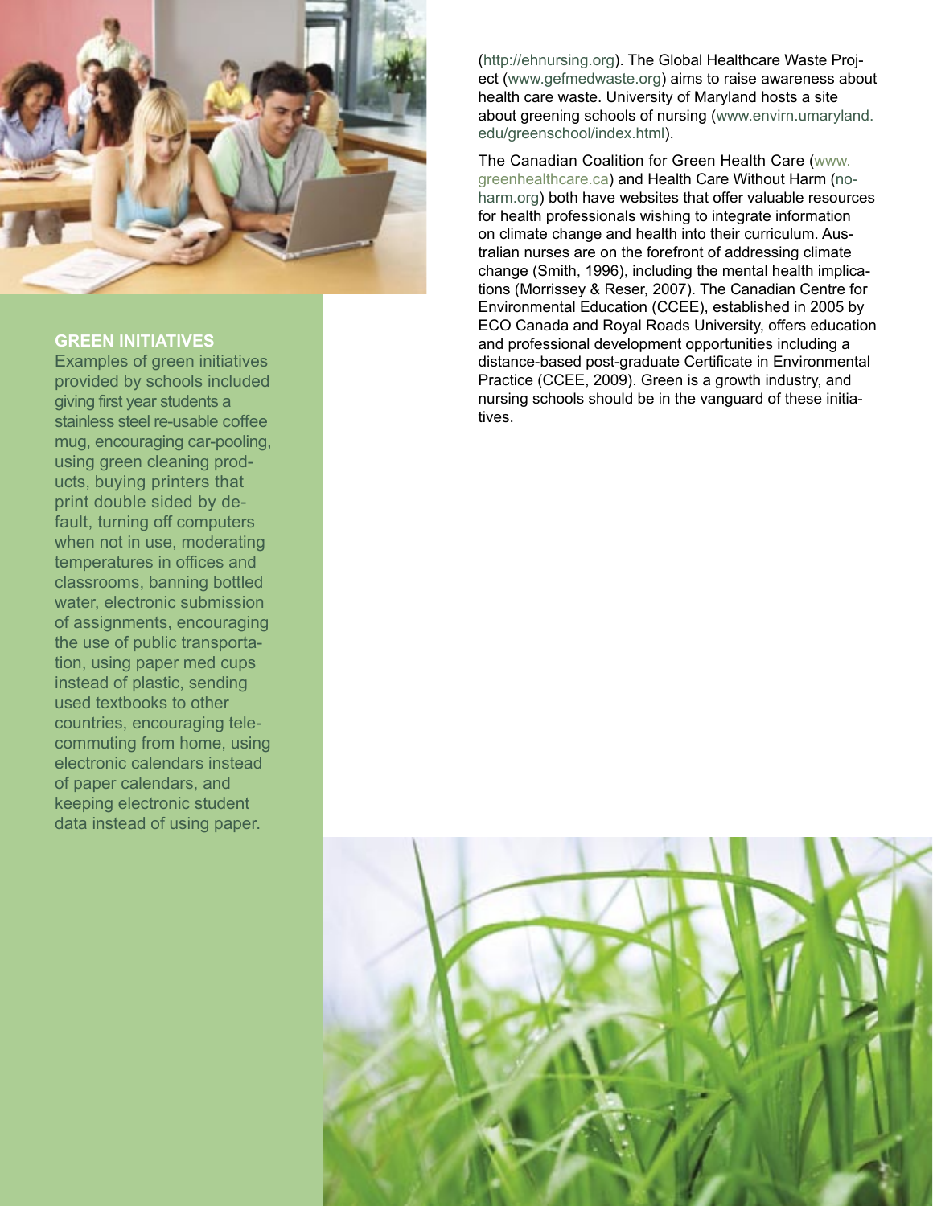(http://ehnursing.org). The Global Healthcare Waste Project (www.gefmedwaste.org) aims to raise awareness about health care waste. University of Maryland hosts a site about greening schools of nursing (www.envirn.umaryland.edu/greenschool/index.html).

The Canadian Coalition for Green Health Care (www.greenhealthcare.ca) and Health Care Without Harm (noharm.org) both have websites that offer valuable resources for health professionals wishing to integrate information on climate change and health into their curriculum. Australian nurses are on the forefront of addressing climate change (Smith, 1996), including the mental health implications (Morrissey & Reser, 2007). The Canadian Centre for Environmental Education (CCEE), established in 2005 by ECO Canada and Royal Roads University, offers education and professional development opportunities including a distance-based post-graduate Certificate in Environmental Practice (CCEE, 2009). Green is a growth industry, and nursing schools should be in the vanguard of these initiatives.

**GREEN INITIATIVES**

Examples of green initiatives provided by schools included giving first year students a stainless steel re-usable coffee mug, encouraging car-pooling, using green cleaning products, buying printers that print double sided by default, turning off computers when not in use, moderating temperatures in offices and classrooms, banning bottled water, electronic submission of assignments, encouraging the use of public transportation, using paper med cups instead of plastic, sending used textbooks to other countries, encouraging telecommuting from home, using electronic calendars instead of paper calendars, and keeping electronic student data instead of using paper.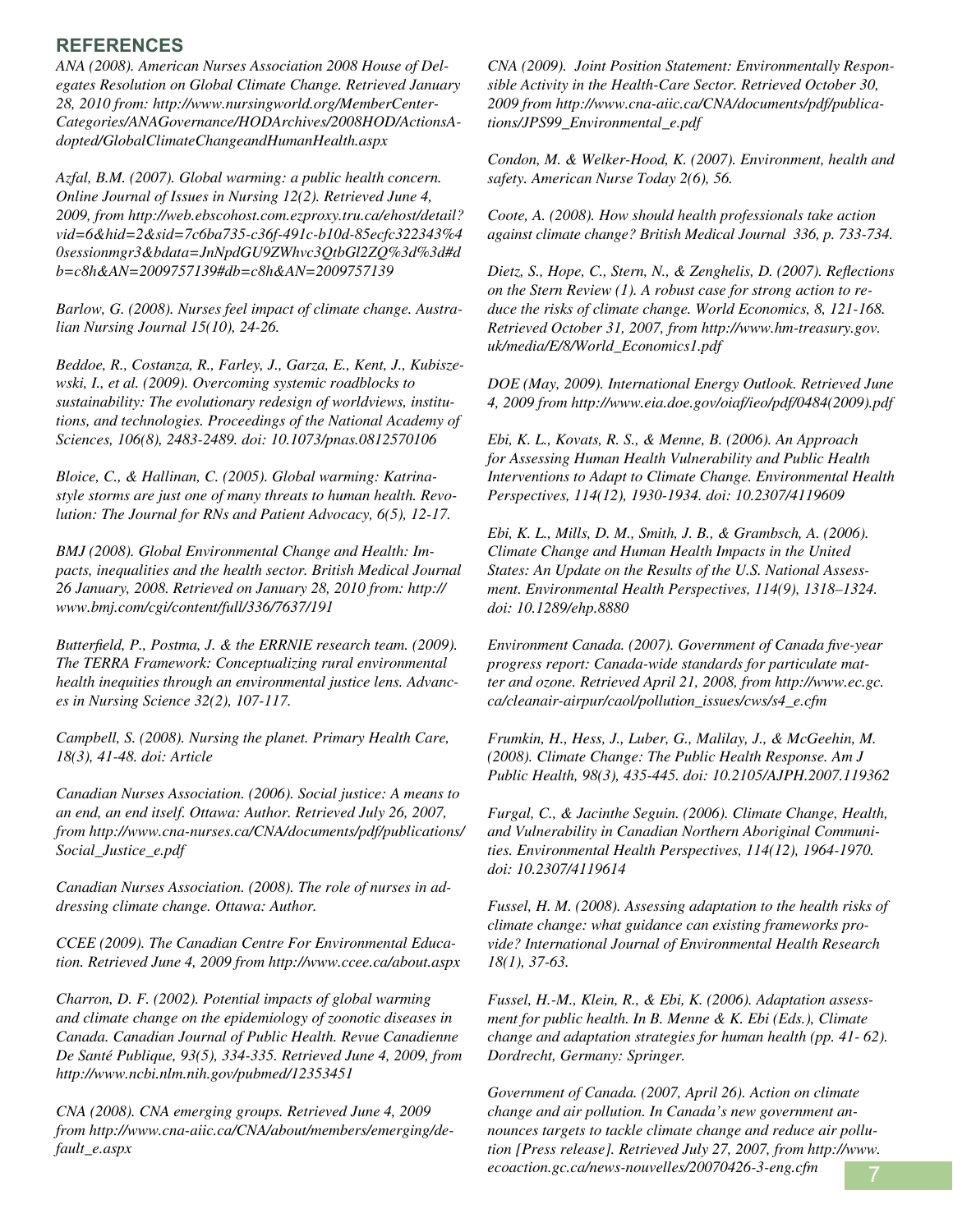## REFERENCES

*ANA (2008). American Nurses Association 2008 House of Delegates Resolution on Global Climate Change. Retrieved January 28, 2010 from: http://www.nursingworld.org/MemberCenterCategories/ANAGovernance/HODArchives/2008HOD/ActionsAdopted/GlobalClimateChangeandHumanHealth.aspx*

*Azfal, B.M. (2007). Global warming: a public health concern. Online Journal of Issues in Nursing 12(2). Retrieved June 4, 2009, from http://web.ebscohost.com.ezproxy.tru.ca/ehost/detail?vid=6&hid=2&sid=7c6ba735-c36f-491c-b10d-85ecfc322343%40sessionmgr3&bdata=JnNpdGU9ZWhvc3QtbGl2ZQ%3d%3d#db=c8h&AN=2009757139#db=c8h&AN=2009757139*

*Barlow, G. (2008). Nurses feel impact of climate change. Australian Nursing Journal 15(10), 24-26.*

*Beddoe, R., Costanza, R., Farley, J., Garza, E., Kent, J., Kubiszewski, I., et al. (2009). Overcoming systemic roadblocks to sustainability: The evolutionary redesign of worldviews, institutions, and technologies. Proceedings of the National Academy of Sciences, 106(8), 2483-2489. doi: 10.1073/pnas.0812570106*

*Bloice, C., & Hallinan, C. (2005). Global warming: Katrina-style storms are just one of many threats to human health. Revolution: The Journal for RNs and Patient Advocacy, 6(5), 12-17.*

*BMJ (2008). Global Environmental Change and Health: Impacts, inequalities and the health sector. British Medical Journal 26 January, 2008. Retrieved on January 28, 2010 from: http://www.bmj.com/cgi/content/full/336/7637/191*

*Butterfield, P., Postma, J. & the ERRNIE research team. (2009). The TERRA Framework: Conceptualizing rural environmental health inequities through an environmental justice lens. Advances in Nursing Science 32(2), 107-117.*

*Campbell, S. (2008). Nursing the planet. Primary Health Care, 18(3), 41-48. doi: Article*

*Canadian Nurses Association. (2006). Social justice: A means to an end, an end in itself. Ottawa: Author. Retrieved July 26, 2007, from http://www.cna-nurses.ca/CNA/documents/pdf/publications/Social_Justice_e.pdf*

*Canadian Nurses Association. (2008). The role of nurses in addressing climate change. Ottawa: Author.*

*CCEE (2009). The Canadian Centre For Environmental Education. Retrieved June 4, 2009 from http://www.ccee.ca/about.aspx*

*Charron, D. F. (2002). Potential impacts of global warming and climate change on the epidemiology of zoonotic diseases in Canada. Canadian Journal of Public Health. Revue Canadienne De Santé Publique, 93(5), 334-335. Retrieved June 4, 2009, from http://www.ncbi.nlm.nih.gov/pubmed/12353451*

*CNA (2008). CNA emerging groups. Retrieved June 4, 2009 from http://www.cna-aiic.ca/CNA/about/members/emerging/default_e.aspx*

*CNA (2009). Joint Position Statement: Environmentally Responsible Activity in the Health-Care Sector. Retrieved October 30, 2009 from http://www.cna-aiic.ca/CNA/documents/pdf/publications/JPS99_Environmental_e.pdf*

*Condon, M. & Welker-Hood, K. (2007). Environment, health and safety. American Nurse Today 2(6), 56.*

*Coote, A. (2008). How should health professionals take action against climate change? British Medical Journal 336, p. 733-734.*

*Dietz, S., Hope, C., Stern, N., & Zenghelis, D. (2007). Reflections on the Stern Review (1). A robust case for strong action to reduce the risks of climate change. World Economics, 8, 121-168. Retrieved October 31, 2007, from http://www.hm-treasury.gov.uk/media/E/8/World_Economics1.pdf*

*DOE (May, 2009). International Energy Outlook. Retrieved June 4, 2009 from http://www.eia.doe.gov/oiaf/ieo/pdf/0484(2009).pdf*

*Ebi, K. L., Kovats, R. S., & Menne, B. (2006). An Approach for Assessing Human Health Vulnerability and Public Health Interventions to Adapt to Climate Change. Environmental Health Perspectives, 114(12), 1930-1934. doi: 10.2307/4119609*

*Ebi, K. L., Mills, D. M., Smith, J. B., & Grambsch, A. (2006). Climate Change and Human Health Impacts in the United States: An Update on the Results of the U.S. National Assessment. Environmental Health Perspectives, 114(9), 1318–1324. doi: 10.1289/ehp.8880*

*Environment Canada. (2007). Government of Canada five-year progress report: Canada-wide standards for particulate matter and ozone. Retrieved April 21, 2008, from http://www.ec.gc.ca/cleanair-airpur/caol/pollution_issues/cws/s4_e.cfm*

*Frumkin, H., Hess, J., Luber, G., Malilay, J., & McGeehin, M. (2008). Climate Change: The Public Health Response. Am J Public Health, 98(3), 435-445. doi: 10.2105/AJPH.2007.119362*

*Furgal, C., & Jacinthe Seguin. (2006). Climate Change, Health, and Vulnerability in Canadian Northern Aboriginal Communities. Environmental Health Perspectives, 114(12), 1964-1970. doi: 10.2307/4119614*

*Fussel, H. M. (2008). Assessing adaptation to the health risks of climate change: what guidance can existing frameworks provide? International Journal of Environmental Health Research 18(1), 37-63.*

*Fussel, H.-M., Klein, R., & Ebi, K. (2006). Adaptation assessment for public health. In B. Menne & K. Ebi (Eds.), Climate change and adaptation strategies for human health (pp. 41- 62). Dordrecht, Germany: Springer.*

*Government of Canada. (2007, April 26). Action on climate change and air pollution. In Canada's new government announces targets to tackle climate change and reduce air pollution [Press release]. Retrieved July 27, 2007, from http://www.ecoaction.gc.ca/news-nouvelles/20070426-3-eng.cfm*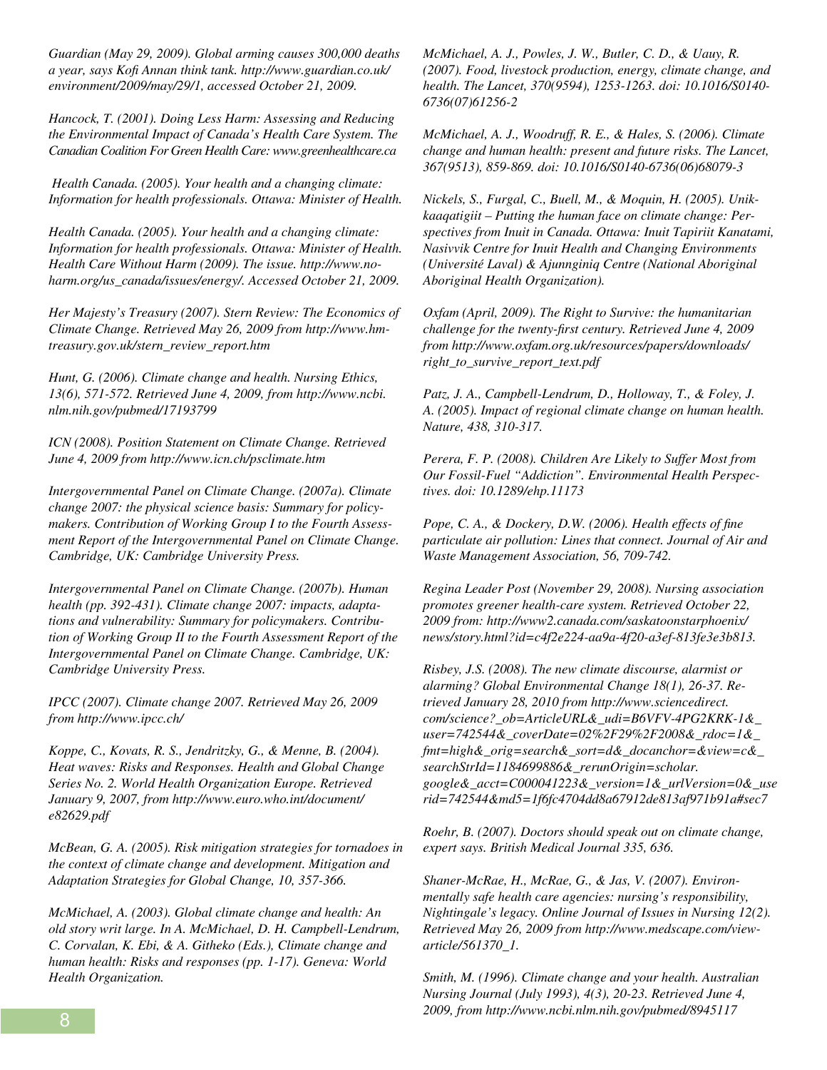*Guardian (May 29, 2009). Global arming causes 300,000 deaths a year, says Kofi Annan think tank. http://www.guardian.co.uk/environment/2009/may/29/1, accessed October 21, 2009.*

*Hancock, T. (2001). Doing Less Harm: Assessing and Reducing the Environmental Impact of Canada's Health Care System. The Canadian Coalition For Green Health Care: www.greenhealthcare.ca*

*Health Canada. (2005). Your health and a changing climate: Information for health professionals. Ottawa: Minister of Health.*

*Health Canada. (2005). Your health and a changing climate: Information for health professionals. Ottawa: Minister of Health. Health Care Without Harm (2009). The issue. http://www.noharm.org/us_canada/issues/energy/. Accessed October 21, 2009.*

*Her Majesty's Treasury (2007). Stern Review: The Economics of Climate Change. Retrieved May 26, 2009 from http://www.hm-treasury.gov.uk/stern_review_report.htm*

*Hunt, G. (2006). Climate change and health. Nursing Ethics, 13(6), 571-572. Retrieved June 4, 2009, from http://www.ncbi.nlm.nih.gov/pubmed/17193799*

*ICN (2008). Position Statement on Climate Change. Retrieved June 4, 2009 from http://www.icn.ch/psclimate.htm*

*Intergovernmental Panel on Climate Change. (2007a). Climate change 2007: the physical science basis: Summary for policymakers. Contribution of Working Group I to the Fourth Assessment Report of the Intergovernmental Panel on Climate Change. Cambridge, UK: Cambridge University Press.*

*Intergovernmental Panel on Climate Change. (2007b). Human health (pp. 392-431). Climate change 2007: impacts, adaptations and vulnerability: Summary for policymakers. Contribution of Working Group II to the Fourth Assessment Report of the Intergovernmental Panel on Climate Change. Cambridge, UK: Cambridge University Press.*

*IPCC (2007). Climate change 2007. Retrieved May 26, 2009 from http://www.ipcc.ch/*

*Koppe, C., Kovats, R. S., Jendritzky, G., & Menne, B. (2004). Heat waves: Risks and Responses. Health and Global Change Series No. 2. World Health Organization Europe. Retrieved January 9, 2007, from http://www.euro.who.int/document/e82629.pdf*

*McBean, G. A. (2005). Risk mitigation strategies for tornadoes in the context of climate change and development. Mitigation and Adaptation Strategies for Global Change, 10, 357-366.*

*McMichael, A. (2003). Global climate change and health: An old story writ large. In A. McMichael, D. H. Campbell-Lendrum, C. Corvalan, K. Ebi, & A. Githeko (Eds.), Climate change and human health: Risks and responses (pp. 1-17). Geneva: World Health Organization.*

*McMichael, A. J., Powles, J. W., Butler, C. D., & Uauy, R. (2007). Food, livestock production, energy, climate change, and health. The Lancet, 370(9594), 1253-1263. doi: 10.1016/S0140-6736(07)61256-2*

*McMichael, A. J., Woodruff, R. E., & Hales, S. (2006). Climate change and human health: present and future risks. The Lancet, 367(9513), 859-869. doi: 10.1016/S0140-6736(06)68079-3*

*Nickels, S., Furgal, C., Buell, M., & Moquin, H. (2005). Unikkaaqatigiit – Putting the human face on climate change: Perspectives from Inuit in Canada. Ottawa: Inuit Tapiriit Kanatami, Nasivvik Centre for Inuit Health and Changing Environments (Université Laval) & Ajunnginiq Centre (National Aboriginal Aboriginal Health Organization).*

*Oxfam (April, 2009). The Right to Survive: the humanitarian challenge for the twenty-first century. Retrieved June 4, 2009 from http://www.oxfam.org.uk/resources/papers/downloads/right_to_survive_report_text.pdf*

*Patz, J. A., Campbell-Lendrum, D., Holloway, T., & Foley, J. A. (2005). Impact of regional climate change on human health. Nature, 438, 310-317.*

*Perera, F. P. (2008). Children Are Likely to Suffer Most from Our Fossil-Fuel "Addiction". Environmental Health Perspectives. doi: 10.1289/ehp.11173*

*Pope, C. A., & Dockery, D.W. (2006). Health effects of fine particulate air pollution: Lines that connect. Journal of Air and Waste Management Association, 56, 709-742.*

*Regina Leader Post (November 29, 2008). Nursing association promotes greener health-care system. Retrieved October 22, 2009 from: http://www2.canada.com/saskatoonstarphoenix/news/story.html?id=c4f2e224-aa9a-4f20-a3ef-813fe3e3b813.*

*Risbey, J.S. (2008). The new climate discourse, alarmist or alarming? Global Environmental Change 18(1), 26-37. Retrieved January 28, 2010 from http://www.sciencedirect.com/science?_ob=ArticleURL&_udi=B6VFV-4PG2KRK-1&_user=742544&_coverDate=02%2F29%2F2008&_rdoc=1&_fmt=high&_orig=search&_sort=d&_docanchor=&view=c&_searchStrId=1184699886&_rerunOrigin=scholar.google&_acct=C000041223&_version=1&_urlVersion=0&_userid=742544&md5=1f6fc4704dd8a67912de813af971b91a#sec7*

*Roehr, B. (2007). Doctors should speak out on climate change, expert says. British Medical Journal 335, 636.*

*Shaner-McRae, H., McRae, G., & Jas, V. (2007). Environmentally safe health care agencies: nursing's responsibility, Nightingale's legacy. Online Journal of Issues in Nursing 12(2). Retrieved May 26, 2009 from http://www.medscape.com/viewarticle/561370_1.*

*Smith, M. (1996). Climate change and your health. Australian Nursing Journal (July 1993), 4(3), 20-23. Retrieved June 4, 2009, from http://www.ncbi.nlm.nih.gov/pubmed/8945117*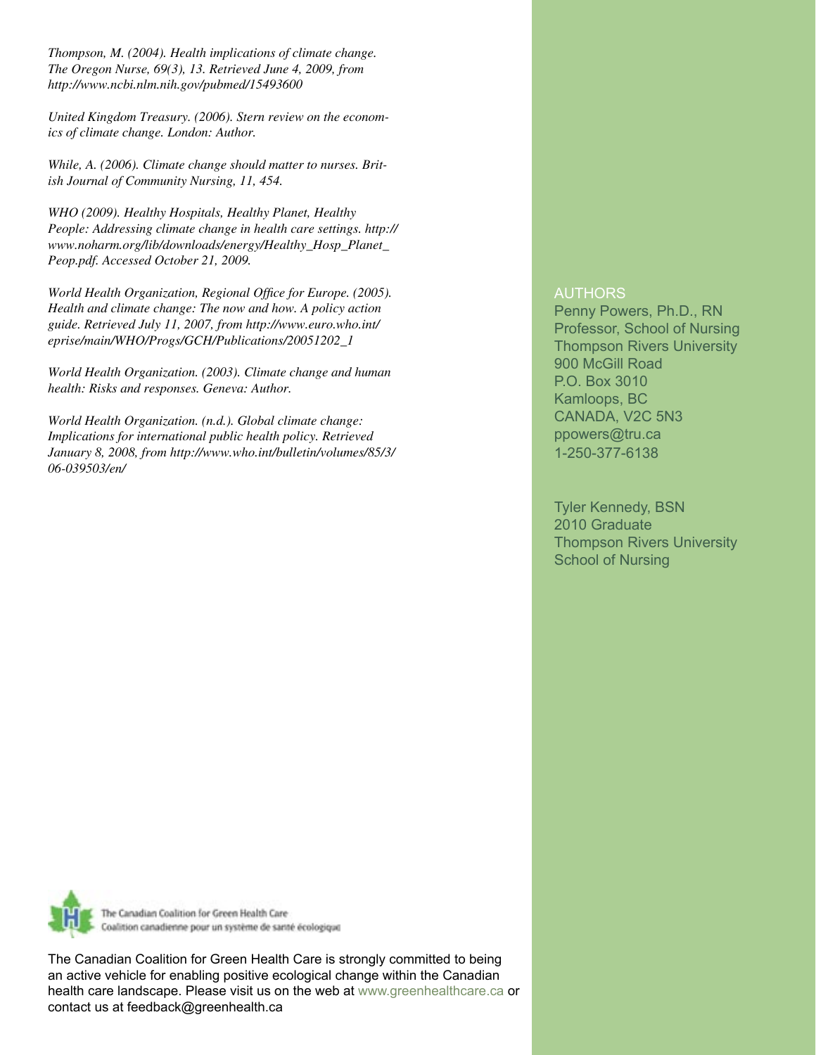*Thompson, M. (2004). Health implications of climate change. The Oregon Nurse, 69(3), 13. Retrieved June 4, 2009, from http://www.ncbi.nlm.nih.gov/pubmed/15493600*

*United Kingdom Treasury. (2006). Stern review on the economics of climate change. London: Author.*

*While, A. (2006). Climate change should matter to nurses. British Journal of Community Nursing, 11, 454.*

*WHO (2009). Healthy Hospitals, Healthy Planet, Healthy People: Addressing climate change in health care settings. http://www.noharm.org/lib/downloads/energy/Healthy_Hosp_Planet_Peop.pdf. Accessed October 21, 2009.*

*World Health Organization, Regional Office for Europe. (2005). Health and climate change: The now and how. A policy action guide. Retrieved July 11, 2007, from http://www.euro.who.int/eprise/main/WHO/Progs/GCH/Publications/20051202_1*

*World Health Organization. (2003). Climate change and human health: Risks and responses. Geneva: Author.*

*World Health Organization. (n.d.). Global climate change: Implications for international public health policy. Retrieved January 8, 2008, from http://www.who.int/bulletin/volumes/85/3/06-039503/en/*

## AUTHORS

Penny Powers, Ph.D., RN
Professor, School of Nursing
Thompson Rivers University
900 McGill Road
P.O. Box 3010
Kamloops, BC
CANADA, V2C 5N3
ppowers@tru.ca
1-250-377-6138

Tyler Kennedy, BSN
2010 Graduate
Thompson Rivers University
School of Nursing

The Canadian Coalition for Green Health Care
Coalition canadienne pour un système de santé écologique

The Canadian Coalition for Green Health Care is strongly committed to being an active vehicle for enabling positive ecological change within the Canadian health care landscape. Please visit us on the web at www.greenhealthcare.ca or contact us at feedback@greenhealth.ca